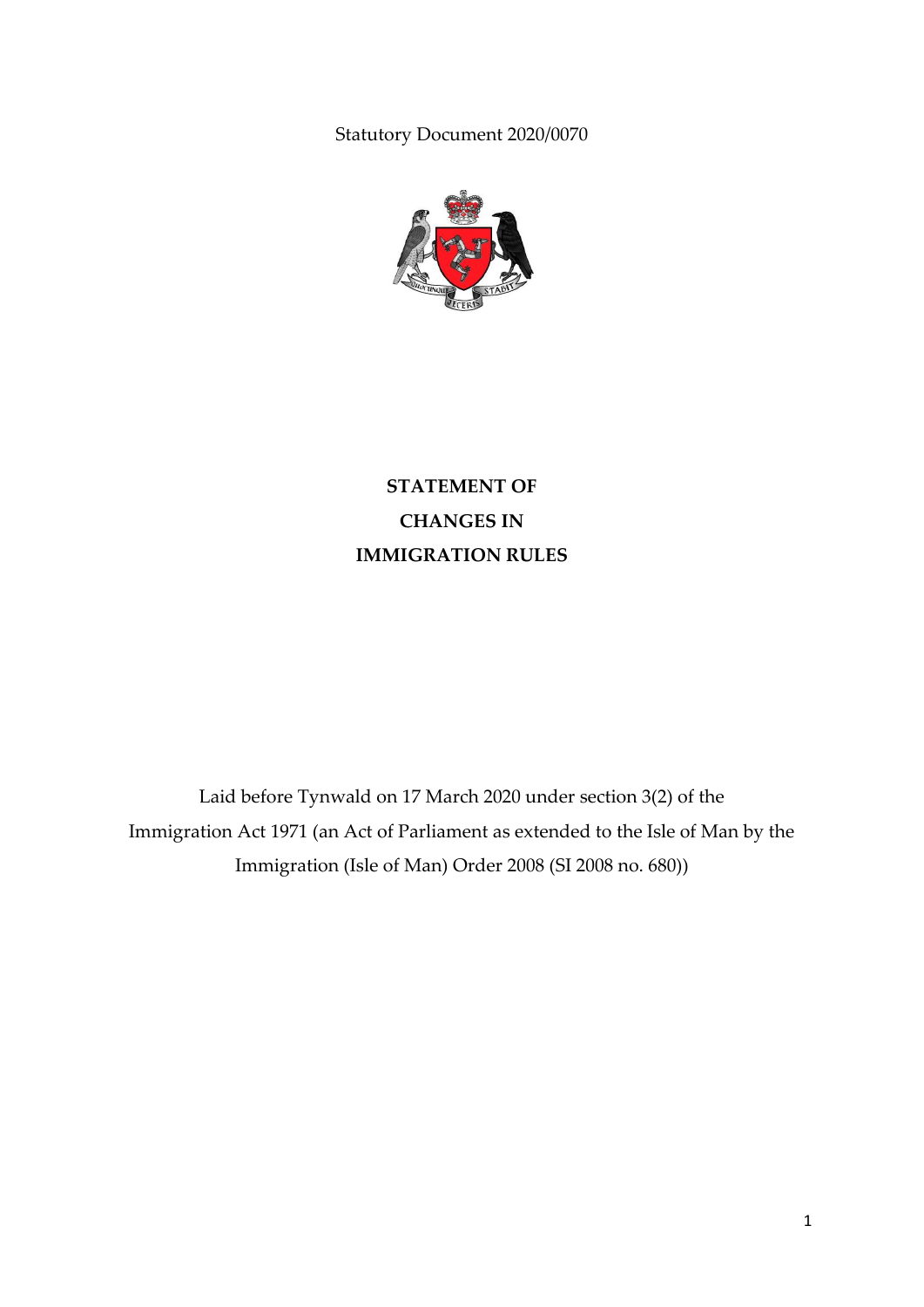Statutory Document 2020/0070

# STATEMENT OF CHANGES IN IMMIGRATION RULES

Laid before Tynwald on 17 March 2020 under section 3(2) of the Immigration Act 1971 (an Act of Parliament as extended to the Isle of Man by the Immigration (Isle of Man) Order 2008 (SI 2008 no. 680))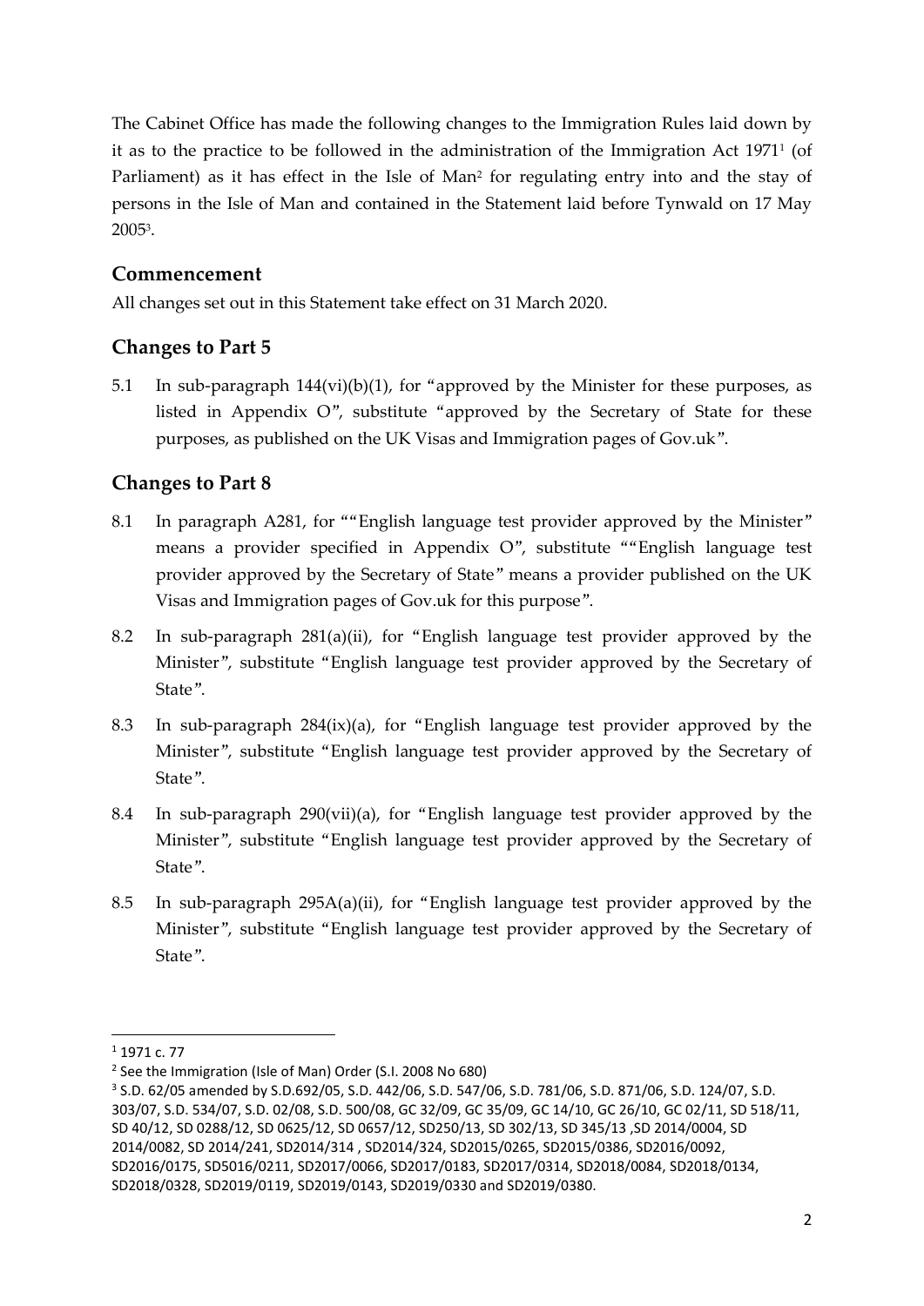The Cabinet Office has made the following changes to the Immigration Rules laid down by it as to the practice to be followed in the administration of the Immigration Act 1971[1] (of Parliament) as it has effect in the Isle of Man[2] for regulating entry into and the stay of persons in the Isle of Man and contained in the Statement laid before Tynwald on 17 May 2005[3].

## Commencement

All changes set out in this Statement take effect on 31 March 2020.

## Changes to Part 5

5.1 In sub-paragraph 144(vi)(b)(1), for "approved by the Minister for these purposes, as listed in Appendix O", substitute "approved by the Secretary of State for these purposes, as published on the UK Visas and Immigration pages of Gov.uk".

## Changes to Part 8

8.1 In paragraph A281, for ""English language test provider approved by the Minister" means a provider specified in Appendix O", substitute ""English language test provider approved by the Secretary of State" means a provider published on the UK Visas and Immigration pages of Gov.uk for this purpose".

8.2 In sub-paragraph 281(a)(ii), for "English language test provider approved by the Minister", substitute "English language test provider approved by the Secretary of State".

8.3 In sub-paragraph 284(ix)(a), for "English language test provider approved by the Minister", substitute "English language test provider approved by the Secretary of State".

8.4 In sub-paragraph 290(vii)(a), for "English language test provider approved by the Minister", substitute "English language test provider approved by the Secretary of State".

8.5 In sub-paragraph 295A(a)(ii), for "English language test provider approved by the Minister", substitute "English language test provider approved by the Secretary of State".

---

[1] 1971 c. 77

[2] See the Immigration (Isle of Man) Order (S.I. 2008 No 680)

[3] S.D. 62/05 amended by S.D.692/05, S.D. 442/06, S.D. 547/06, S.D. 781/06, S.D. 871/06, S.D. 124/07, S.D. 303/07, S.D. 534/07, S.D. 02/08, S.D. 500/08, GC 32/09, GC 35/09, GC 14/10, GC 26/10, GC 02/11, SD 518/11, SD 40/12, SD 0288/12, SD 0625/12, SD 0657/12, SD250/13, SD 302/13, SD 345/13 ,SD 2014/0004, SD 2014/0082, SD 2014/241, SD2014/314 , SD2014/324, SD2015/0265, SD2015/0386, SD2016/0092, SD2016/0175, SD5016/0211, SD2017/0066, SD2017/0183, SD2017/0314, SD2018/0084, SD2018/0134, SD2018/0328, SD2019/0119, SD2019/0143, SD2019/0330 and SD2019/0380.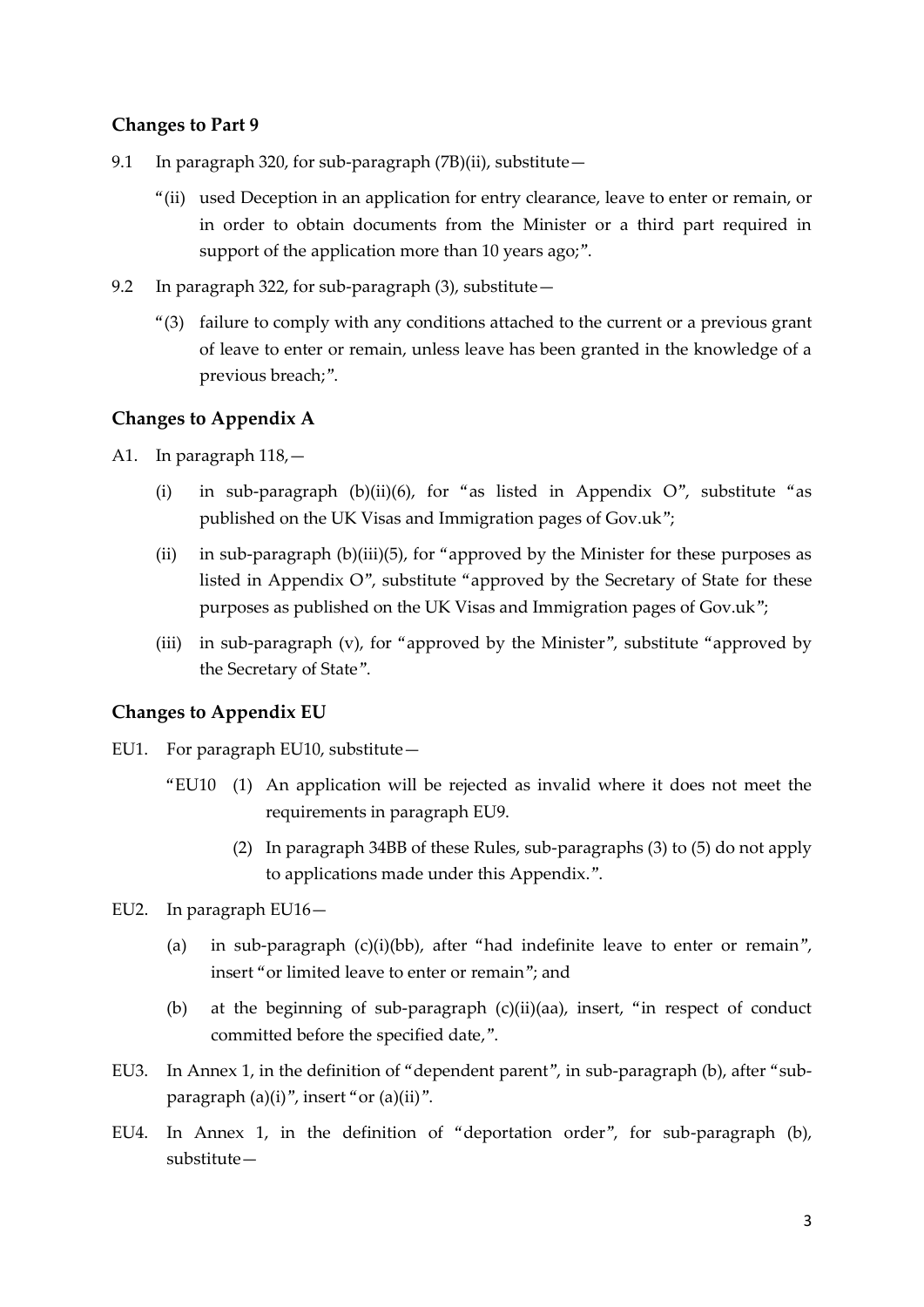### Changes to Part 9

9.1 In paragraph 320, for sub-paragraph (7B)(ii), substitute—

> "(ii) used Deception in an application for entry clearance, leave to enter or remain, or in order to obtain documents from the Minister or a third part required in support of the application more than 10 years ago;".

9.2 In paragraph 322, for sub-paragraph (3), substitute—

> "(3) failure to comply with any conditions attached to the current or a previous grant of leave to enter or remain, unless leave has been granted in the knowledge of a previous breach;".

### Changes to Appendix A

A1. In paragraph 118,—

(i) in sub-paragraph (b)(ii)(6), for "as listed in Appendix O", substitute "as published on the UK Visas and Immigration pages of Gov.uk";

(ii) in sub-paragraph (b)(iii)(5), for "approved by the Minister for these purposes as listed in Appendix O", substitute "approved by the Secretary of State for these purposes as published on the UK Visas and Immigration pages of Gov.uk";

(iii) in sub-paragraph (v), for "approved by the Minister", substitute "approved by the Secretary of State".

### Changes to Appendix EU

EU1. For paragraph EU10, substitute—

> "EU10 (1) An application will be rejected as invalid where it does not meet the requirements in paragraph EU9.
>
> (2) In paragraph 34BB of these Rules, sub-paragraphs (3) to (5) do not apply to applications made under this Appendix.".

EU2. In paragraph EU16—

(a) in sub-paragraph (c)(i)(bb), after "had indefinite leave to enter or remain", insert "or limited leave to enter or remain"; and

(b) at the beginning of sub-paragraph (c)(ii)(aa), insert, "in respect of conduct committed before the specified date,".

EU3. In Annex 1, in the definition of "dependent parent", in sub-paragraph (b), after "sub-paragraph (a)(i)", insert "or (a)(ii)".

EU4. In Annex 1, in the definition of "deportation order", for sub-paragraph (b), substitute—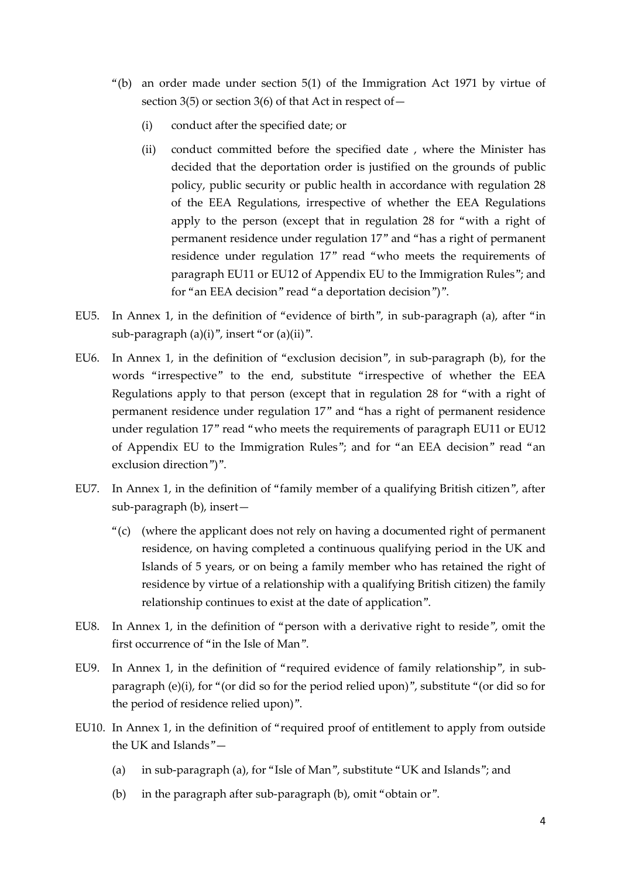"(b) an order made under section 5(1) of the Immigration Act 1971 by virtue of section 3(5) or section 3(6) of that Act in respect of—

   (i) conduct after the specified date; or

   (ii) conduct committed before the specified date , where the Minister has decided that the deportation order is justified on the grounds of public policy, public security or public health in accordance with regulation 28 of the EEA Regulations, irrespective of whether the EEA Regulations apply to the person (except that in regulation 28 for "with a right of permanent residence under regulation 17" and "has a right of permanent residence under regulation 17" read "who meets the requirements of paragraph EU11 or EU12 of Appendix EU to the Immigration Rules"; and for "an EEA decision" read "a deportation decision")".

EU5. In Annex 1, in the definition of "evidence of birth", in sub-paragraph (a), after "in sub-paragraph (a)(i)", insert "or (a)(ii)".

EU6. In Annex 1, in the definition of "exclusion decision", in sub-paragraph (b), for the words "irrespective" to the end, substitute "irrespective of whether the EEA Regulations apply to that person (except that in regulation 28 for "with a right of permanent residence under regulation 17" and "has a right of permanent residence under regulation 17" read "who meets the requirements of paragraph EU11 or EU12 of Appendix EU to the Immigration Rules"; and for "an EEA decision" read "an exclusion direction")".

EU7. In Annex 1, in the definition of "family member of a qualifying British citizen", after sub-paragraph (b), insert—

"(c) (where the applicant does not rely on having a documented right of permanent residence, on having completed a continuous qualifying period in the UK and Islands of 5 years, or on being a family member who has retained the right of residence by virtue of a relationship with a qualifying British citizen) the family relationship continues to exist at the date of application".

EU8. In Annex 1, in the definition of "person with a derivative right to reside", omit the first occurrence of "in the Isle of Man".

EU9. In Annex 1, in the definition of "required evidence of family relationship", in sub-paragraph (e)(i), for "(or did so for the period relied upon)", substitute "(or did so for the period of residence relied upon)".

EU10. In Annex 1, in the definition of "required proof of entitlement to apply from outside the UK and Islands"—

   (a) in sub-paragraph (a), for "Isle of Man", substitute "UK and Islands"; and

   (b) in the paragraph after sub-paragraph (b), omit "obtain or".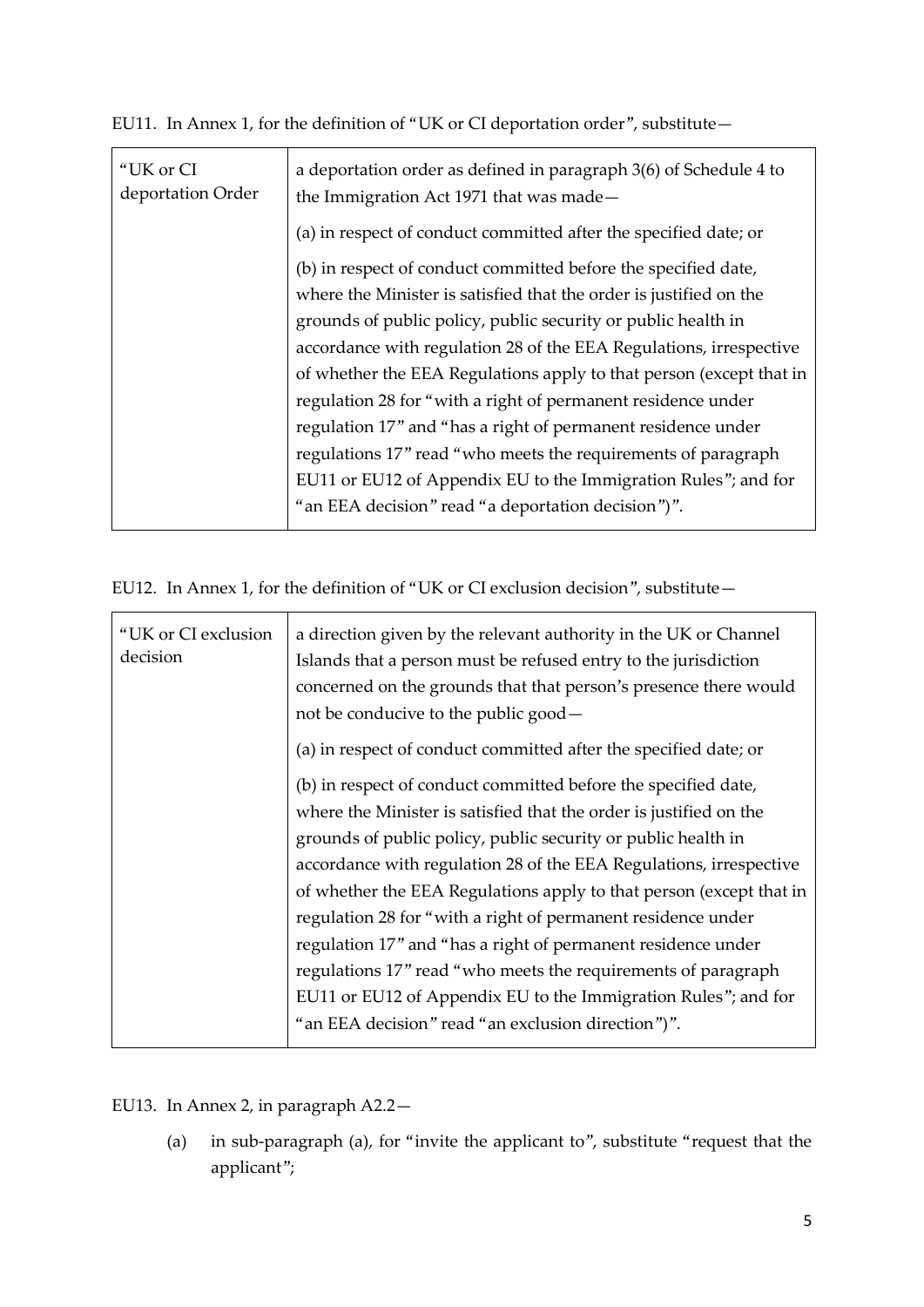EU11. In Annex 1, for the definition of "UK or CI deportation order", substitute—

| "UK or CI deportation Order | a deportation order as defined in paragraph 3(6) of Schedule 4 to the Immigration Act 1971 that was made—<br><br>(a) in respect of conduct committed after the specified date; or<br><br>(b) in respect of conduct committed before the specified date, where the Minister is satisfied that the order is justified on the grounds of public policy, public security or public health in accordance with regulation 28 of the EEA Regulations, irrespective of whether the EEA Regulations apply to that person (except that in regulation 28 for "with a right of permanent residence under regulation 17" and "has a right of permanent residence under regulations 17" read "who meets the requirements of paragraph EU11 or EU12 of Appendix EU to the Immigration Rules"; and for "an EEA decision" read "a deportation decision")". |
|---|---|

EU12. In Annex 1, for the definition of "UK or CI exclusion decision", substitute—

| "UK or CI exclusion decision | a direction given by the relevant authority in the UK or Channel Islands that a person must be refused entry to the jurisdiction concerned on the grounds that that person's presence there would not be conducive to the public good—<br><br>(a) in respect of conduct committed after the specified date; or<br><br>(b) in respect of conduct committed before the specified date, where the Minister is satisfied that the order is justified on the grounds of public policy, public security or public health in accordance with regulation 28 of the EEA Regulations, irrespective of whether the EEA Regulations apply to that person (except that in regulation 28 for "with a right of permanent residence under regulation 17" and "has a right of permanent residence under regulations 17" read "who meets the requirements of paragraph EU11 or EU12 of Appendix EU to the Immigration Rules"; and for "an EEA decision" read "an exclusion direction")". |
|---|---|

EU13. In Annex 2, in paragraph A2.2—

(a) in sub-paragraph (a), for "invite the applicant to", substitute "request that the applicant";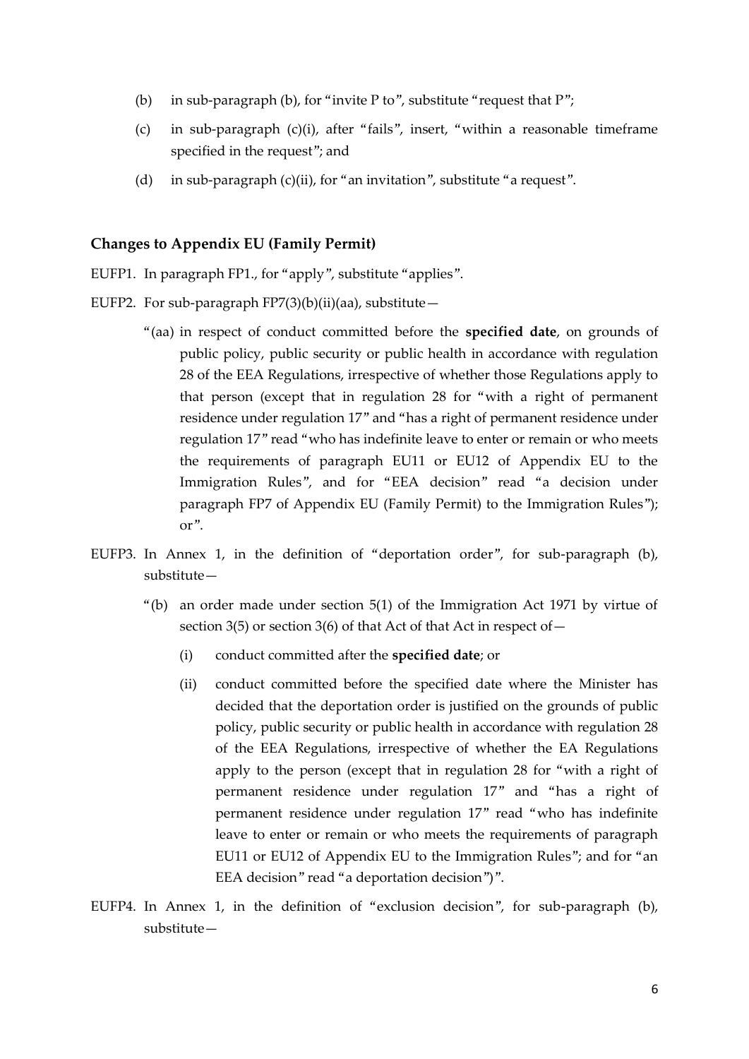(b) in sub-paragraph (b), for "invite P to", substitute "request that P";

(c) in sub-paragraph (c)(i), after "fails", insert, "within a reasonable timeframe specified in the request"; and

(d) in sub-paragraph (c)(ii), for "an invitation", substitute "a request".

## Changes to Appendix EU (Family Permit)

EUFP1. In paragraph FP1., for "apply", substitute "applies".

EUFP2. For sub-paragraph FP7(3)(b)(ii)(aa), substitute—

"(aa) in respect of conduct committed before the **specified date**, on grounds of public policy, public security or public health in accordance with regulation 28 of the EEA Regulations, irrespective of whether those Regulations apply to that person (except that in regulation 28 for "with a right of permanent residence under regulation 17" and "has a right of permanent residence under regulation 17" read "who has indefinite leave to enter or remain or who meets the requirements of paragraph EU11 or EU12 of Appendix EU to the Immigration Rules", and for "EEA decision" read "a decision under paragraph FP7 of Appendix EU (Family Permit) to the Immigration Rules"); or".

EUFP3. In Annex 1, in the definition of "deportation order", for sub-paragraph (b), substitute—

"(b) an order made under section 5(1) of the Immigration Act 1971 by virtue of section 3(5) or section 3(6) of that Act of that Act in respect of—

(i) conduct committed after the **specified date**; or

(ii) conduct committed before the specified date where the Minister has decided that the deportation order is justified on the grounds of public policy, public security or public health in accordance with regulation 28 of the EEA Regulations, irrespective of whether the EA Regulations apply to the person (except that in regulation 28 for "with a right of permanent residence under regulation 17" and "has a right of permanent residence under regulation 17" read "who has indefinite leave to enter or remain or who meets the requirements of paragraph EU11 or EU12 of Appendix EU to the Immigration Rules"; and for "an EEA decision" read "a deportation decision")".

EUFP4. In Annex 1, in the definition of "exclusion decision", for sub-paragraph (b), substitute—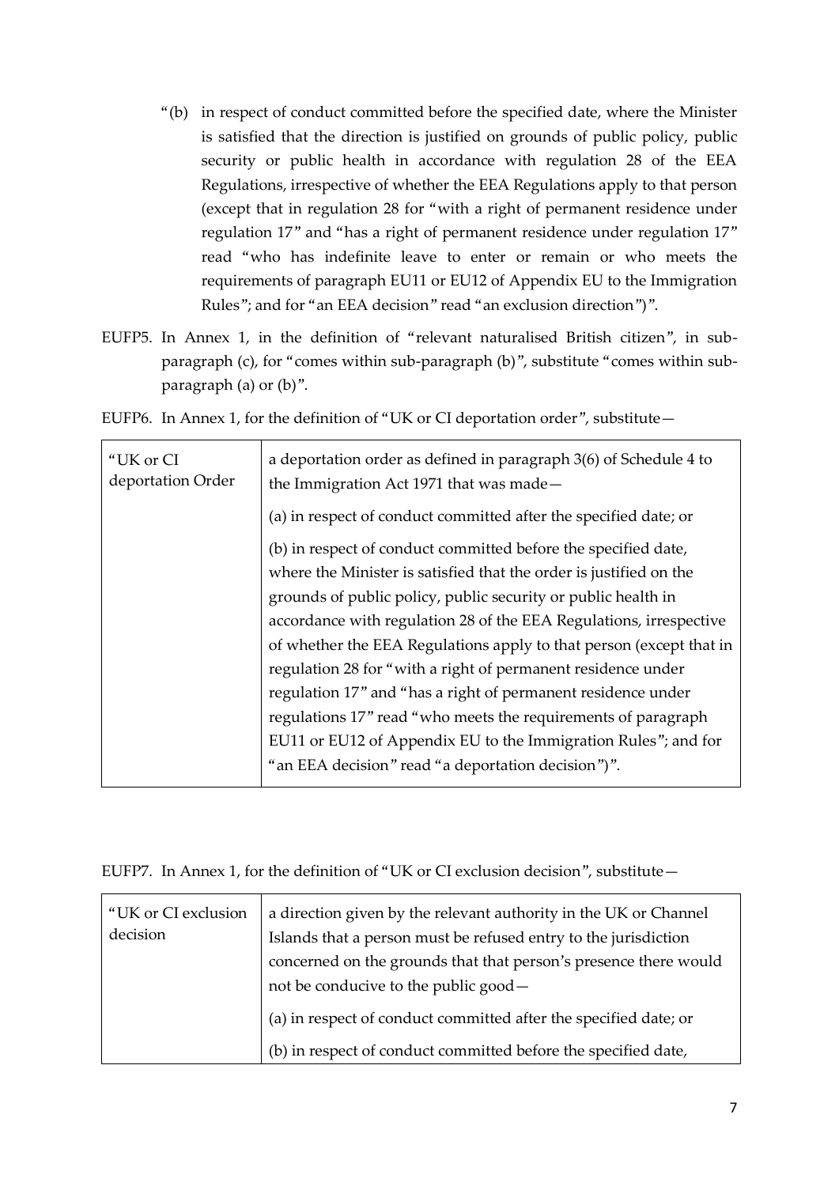"(b) in respect of conduct committed before the specified date, where the Minister is satisfied that the direction is justified on grounds of public policy, public security or public health in accordance with regulation 28 of the EEA Regulations, irrespective of whether the EEA Regulations apply to that person (except that in regulation 28 for "with a right of permanent residence under regulation 17" and "has a right of permanent residence under regulation 17" read "who has indefinite leave to enter or remain or who meets the requirements of paragraph EU11 or EU12 of Appendix EU to the Immigration Rules"; and for "an EEA decision" read "an exclusion direction")".

EUFP5. In Annex 1, in the definition of "relevant naturalised British citizen", in sub-paragraph (c), for "comes within sub-paragraph (b)", substitute "comes within sub-paragraph (a) or (b)".

EUFP6. In Annex 1, for the definition of "UK or CI deportation order", substitute—

| "UK or CI deportation Order | a deportation order as defined in paragraph 3(6) of Schedule 4 to the Immigration Act 1971 that was made— |
|---|---|
| | (a) in respect of conduct committed after the specified date; or |
| | (b) in respect of conduct committed before the specified date, where the Minister is satisfied that the order is justified on the grounds of public policy, public security or public health in accordance with regulation 28 of the EEA Regulations, irrespective of whether the EEA Regulations apply to that person (except that in regulation 28 for "with a right of permanent residence under regulation 17" and "has a right of permanent residence under regulations 17" read "who meets the requirements of paragraph EU11 or EU12 of Appendix EU to the Immigration Rules"; and for "an EEA decision" read "a deportation decision")". |

EUFP7. In Annex 1, for the definition of "UK or CI exclusion decision", substitute—

| "UK or CI exclusion decision | a direction given by the relevant authority in the UK or Channel Islands that a person must be refused entry to the jurisdiction concerned on the grounds that that person's presence there would not be conducive to the public good— |
|---|---|
| | (a) in respect of conduct committed after the specified date; or |
| | (b) in respect of conduct committed before the specified date, |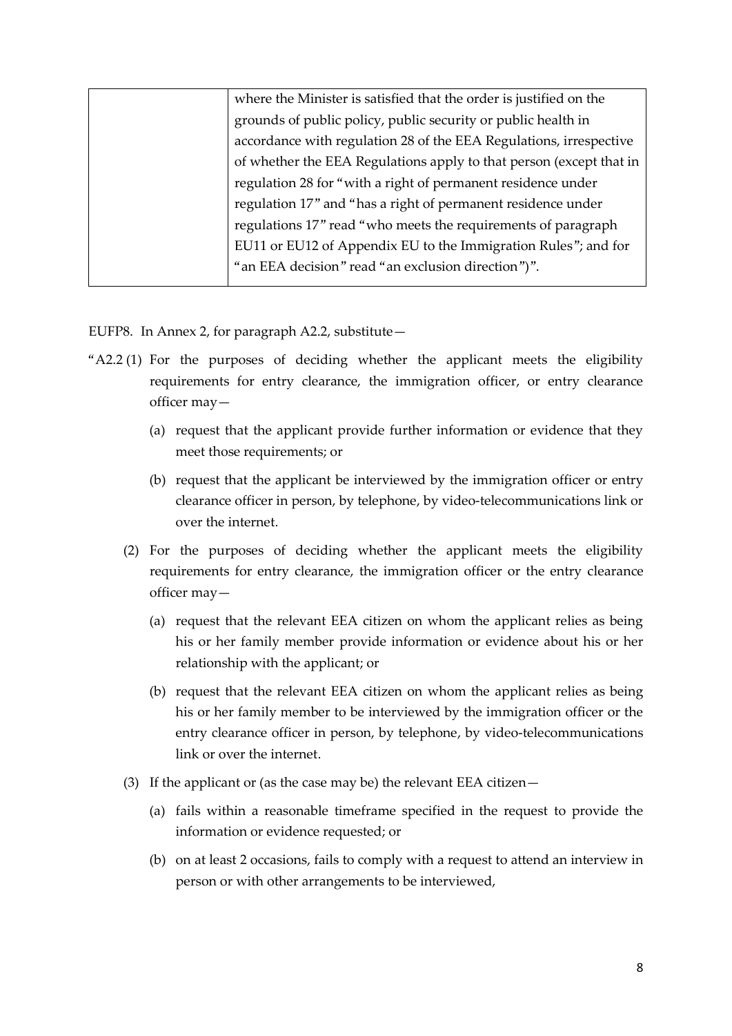| | where the Minister is satisfied that the order is justified on the grounds of public policy, public security or public health in accordance with regulation 28 of the EEA Regulations, irrespective of whether the EEA Regulations apply to that person (except that in regulation 28 for "with a right of permanent residence under regulation 17" and "has a right of permanent residence under regulations 17" read "who meets the requirements of paragraph EU11 or EU12 of Appendix EU to the Immigration Rules"; and for "an EEA decision" read "an exclusion direction")". |
|---|---|

EUFP8. In Annex 2, for paragraph A2.2, substitute—

"A2.2 (1) For the purposes of deciding whether the applicant meets the eligibility requirements for entry clearance, the immigration officer, or entry clearance officer may—

(a) request that the applicant provide further information or evidence that they meet those requirements; or

(b) request that the applicant be interviewed by the immigration officer or entry clearance officer in person, by telephone, by video-telecommunications link or over the internet.

(2) For the purposes of deciding whether the applicant meets the eligibility requirements for entry clearance, the immigration officer or the entry clearance officer may—

(a) request that the relevant EEA citizen on whom the applicant relies as being his or her family member provide information or evidence about his or her relationship with the applicant; or

(b) request that the relevant EEA citizen on whom the applicant relies as being his or her family member to be interviewed by the immigration officer or the entry clearance officer in person, by telephone, by video-telecommunications link or over the internet.

(3) If the applicant or (as the case may be) the relevant EEA citizen—

(a) fails within a reasonable timeframe specified in the request to provide the information or evidence requested; or

(b) on at least 2 occasions, fails to comply with a request to attend an interview in person or with other arrangements to be interviewed,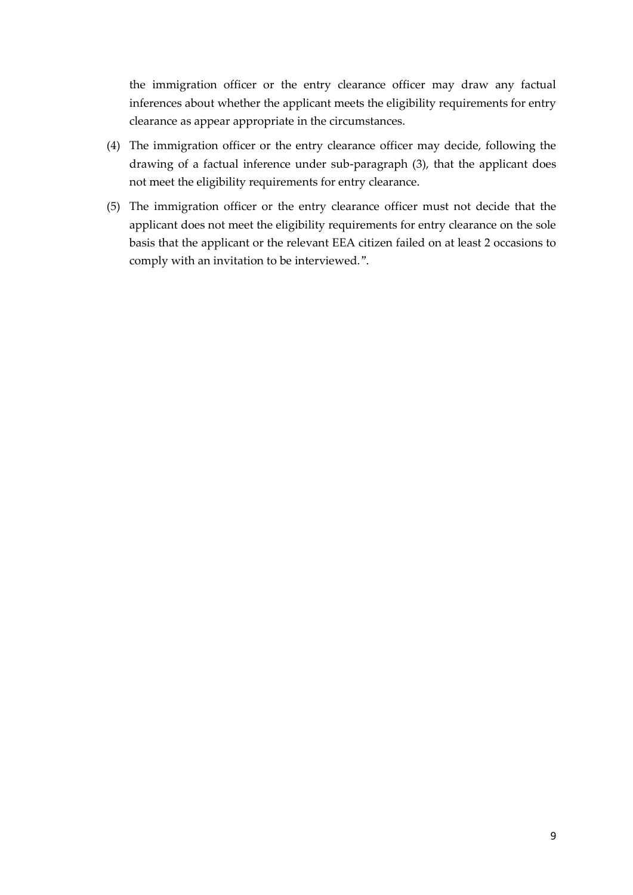the immigration officer or the entry clearance officer may draw any factual inferences about whether the applicant meets the eligibility requirements for entry clearance as appear appropriate in the circumstances.

(4) The immigration officer or the entry clearance officer may decide, following the drawing of a factual inference under sub-paragraph (3), that the applicant does not meet the eligibility requirements for entry clearance.

(5) The immigration officer or the entry clearance officer must not decide that the applicant does not meet the eligibility requirements for entry clearance on the sole basis that the applicant or the relevant EEA citizen failed on at least 2 occasions to comply with an invitation to be interviewed.".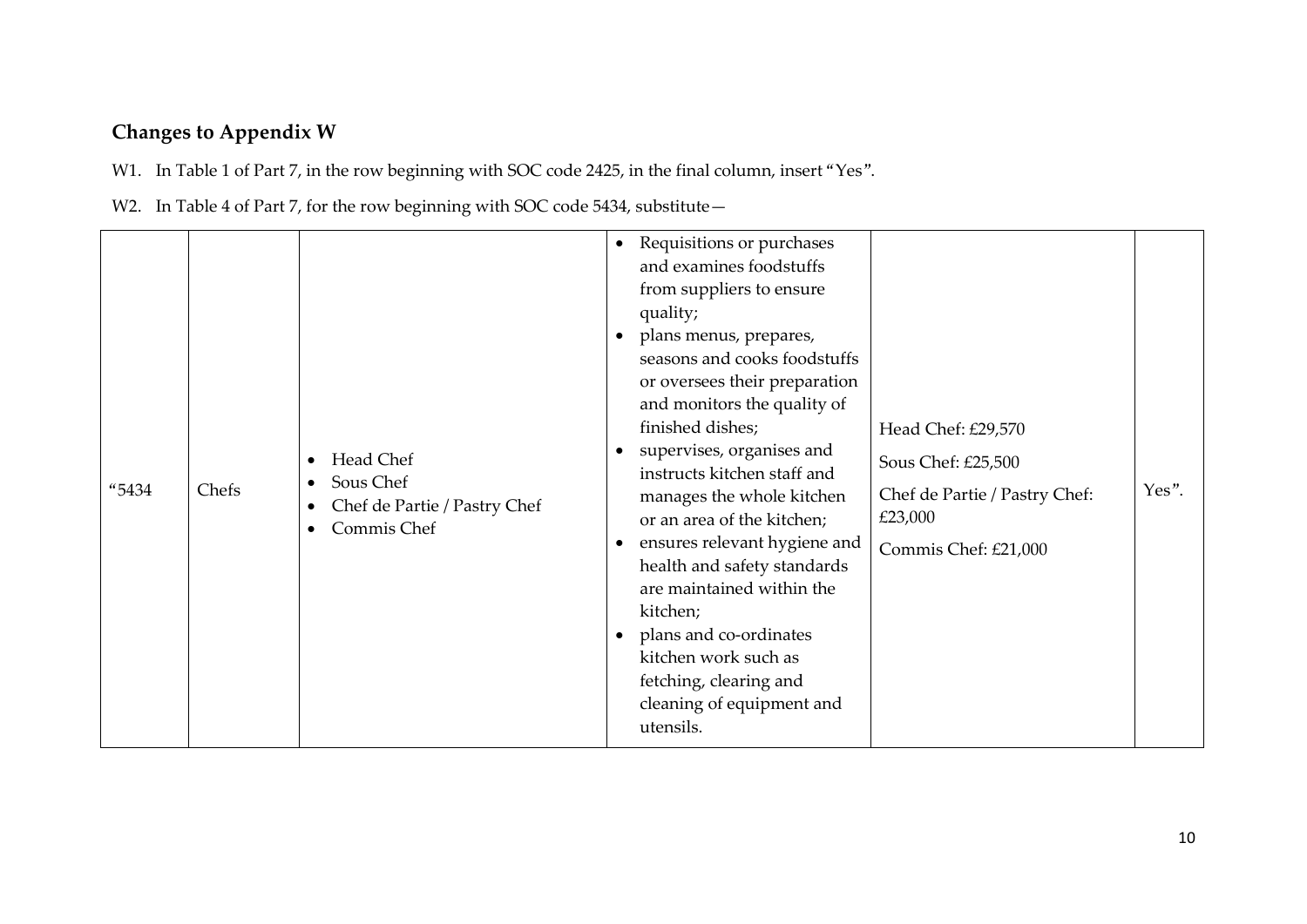## Changes to Appendix W

W1. In Table 1 of Part 7, in the row beginning with SOC code 2425, in the final column, insert "Yes".

W2. In Table 4 of Part 7, for the row beginning with SOC code 5434, substitute—

| | | | | | |
|---|---|---|---|---|---|
| "5434 | Chefs | • Head Chef<br>• Sous Chef<br>• Chef de Partie / Pastry Chef<br>• Commis Chef | • Requisitions or purchases and examines foodstuffs from suppliers to ensure quality;<br>• plans menus, prepares, seasons and cooks foodstuffs or oversees their preparation and monitors the quality of finished dishes;<br>• supervises, organises and instructs kitchen staff and manages the whole kitchen or an area of the kitchen;<br>• ensures relevant hygiene and health and safety standards are maintained within the kitchen;<br>• plans and co-ordinates kitchen work such as fetching, clearing and cleaning of equipment and utensils. | Head Chef: £29,570<br>Sous Chef: £25,500<br>Chef de Partie / Pastry Chef: £23,000<br>Commis Chef: £21,000 | Yes". |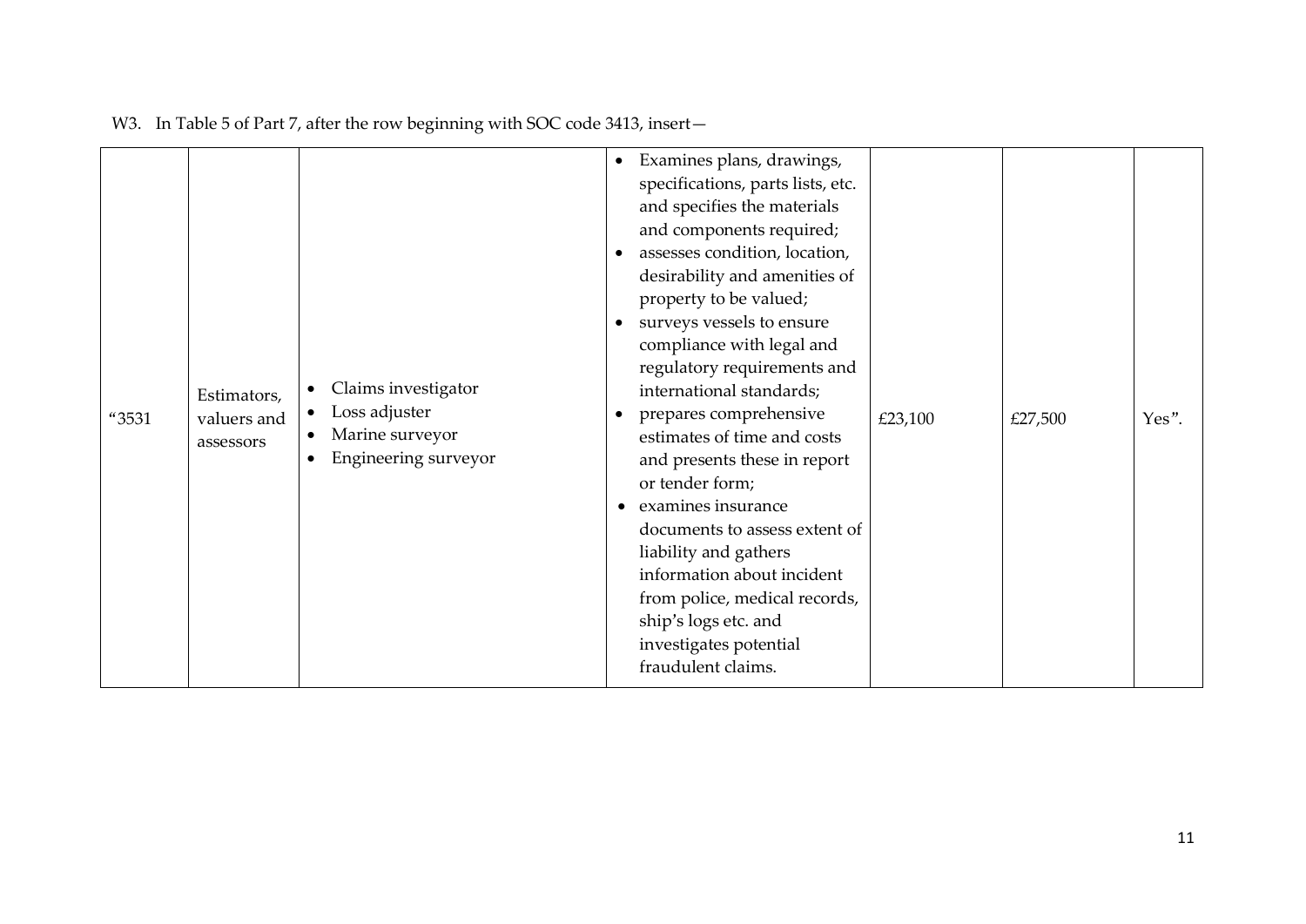W3. In Table 5 of Part 7, after the row beginning with SOC code 3413, insert—

| | | | | | | |
|---|---|---|---|---|---|---|
| "3531 | Estimators, valuers and assessors | • Claims investigator<br>• Loss adjuster<br>• Marine surveyor<br>• Engineering surveyor | • Examines plans, drawings, specifications, parts lists, etc. and specifies the materials and components required;<br>• assesses condition, location, desirability and amenities of property to be valued;<br>• surveys vessels to ensure compliance with legal and regulatory requirements and international standards;<br>• prepares comprehensive estimates of time and costs and presents these in report or tender form;<br>• examines insurance documents to assess extent of liability and gathers information about incident from police, medical records, ship's logs etc. and investigates potential fraudulent claims. | £23,100 | £27,500 | Yes". |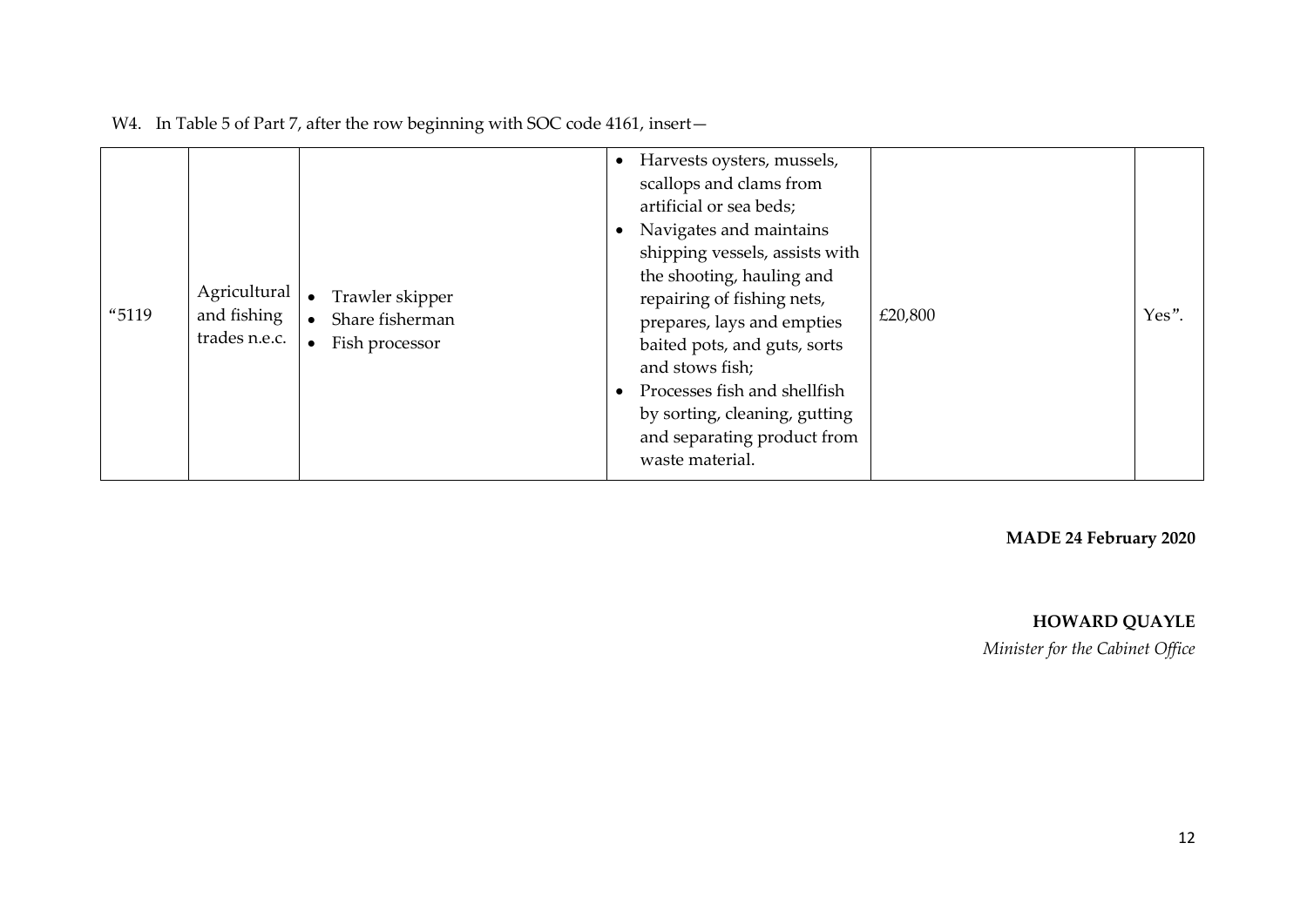W4. In Table 5 of Part 7, after the row beginning with SOC code 4161, insert—

| | | | | | |
|---|---|---|---|---|---|
| "5119 | Agricultural and fishing trades n.e.c. | • Trawler skipper<br>• Share fisherman<br>• Fish processor | • Harvests oysters, mussels, scallops and clams from artificial or sea beds;<br>• Navigates and maintains shipping vessels, assists with the shooting, hauling and repairing of fishing nets, prepares, lays and empties baited pots, and guts, sorts and stows fish;<br>• Processes fish and shellfish by sorting, cleaning, gutting and separating product from waste material. | £20,800 | Yes". |

**MADE 24 February 2020**

**HOWARD QUAYLE**
*Minister for the Cabinet Office*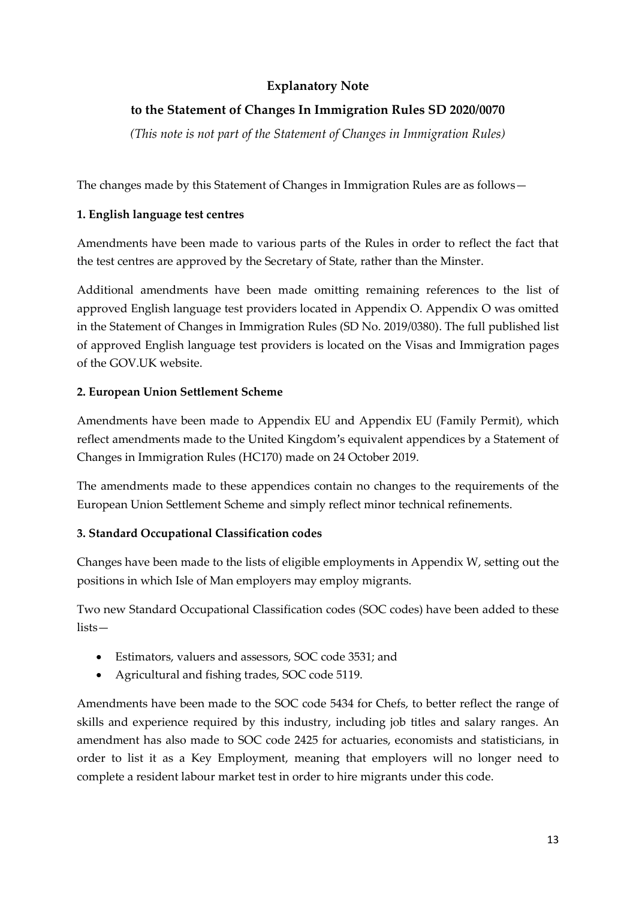**Explanatory Note**

**to the Statement of Changes In Immigration Rules SD 2020/0070**

*(This note is not part of the Statement of Changes in Immigration Rules)*

The changes made by this Statement of Changes in Immigration Rules are as follows—

**1. English language test centres**

Amendments have been made to various parts of the Rules in order to reflect the fact that the test centres are approved by the Secretary of State, rather than the Minster.

Additional amendments have been made omitting remaining references to the list of approved English language test providers located in Appendix O. Appendix O was omitted in the Statement of Changes in Immigration Rules (SD No. 2019/0380). The full published list of approved English language test providers is located on the Visas and Immigration pages of the GOV.UK website.

**2. European Union Settlement Scheme**

Amendments have been made to Appendix EU and Appendix EU (Family Permit), which reflect amendments made to the United Kingdom's equivalent appendices by a Statement of Changes in Immigration Rules (HC170) made on 24 October 2019.

The amendments made to these appendices contain no changes to the requirements of the European Union Settlement Scheme and simply reflect minor technical refinements.

**3. Standard Occupational Classification codes**

Changes have been made to the lists of eligible employments in Appendix W, setting out the positions in which Isle of Man employers may employ migrants.

Two new Standard Occupational Classification codes (SOC codes) have been added to these lists—

- Estimators, valuers and assessors, SOC code 3531; and
- Agricultural and fishing trades, SOC code 5119.

Amendments have been made to the SOC code 5434 for Chefs, to better reflect the range of skills and experience required by this industry, including job titles and salary ranges. An amendment has also made to SOC code 2425 for actuaries, economists and statisticians, in order to list it as a Key Employment, meaning that employers will no longer need to complete a resident labour market test in order to hire migrants under this code.